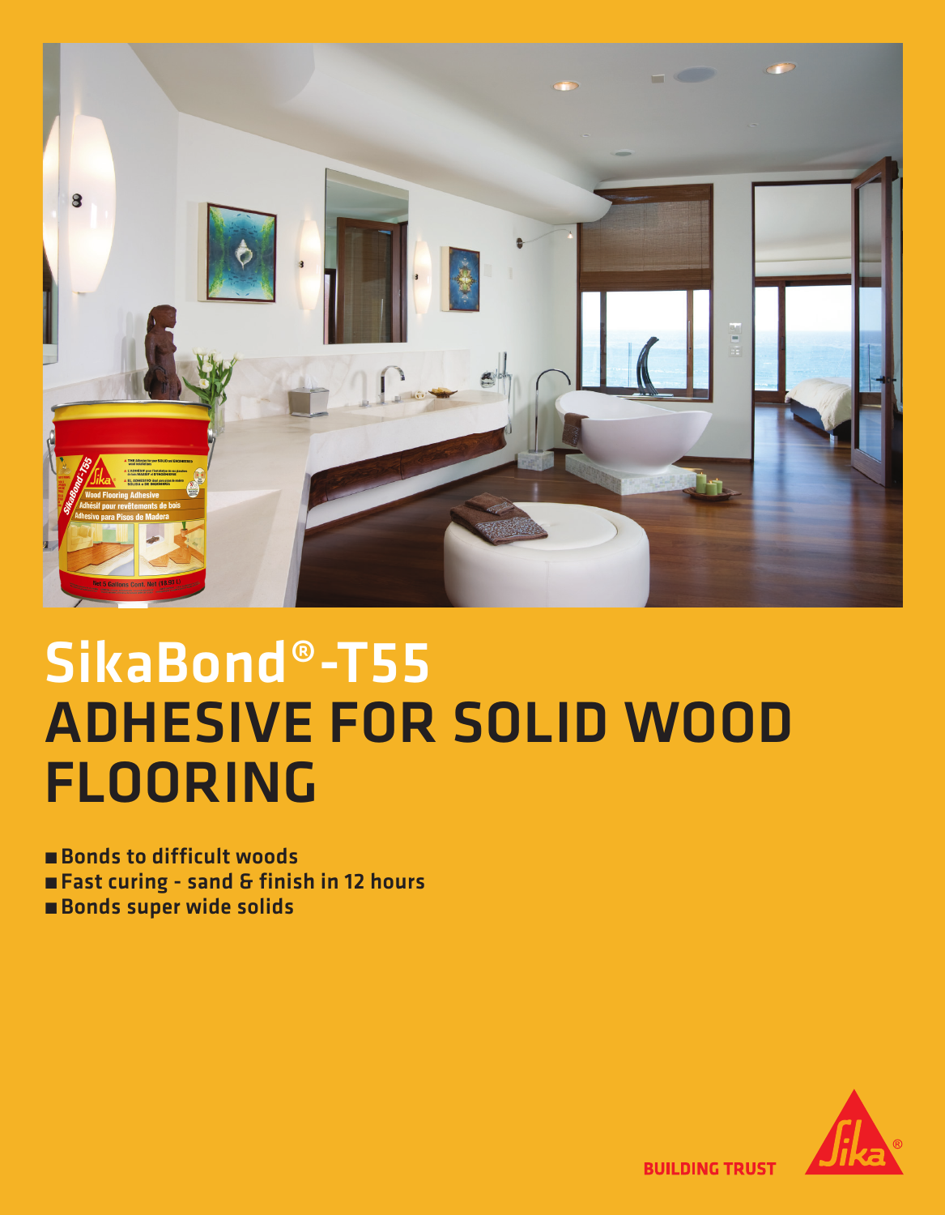# SikaBond®-T55
# ADHESIVE FOR SOLID WOOD FLOORING

- Bonds to difficult woods
- Fast curing - sand & finish in 12 hours
- Bonds super wide solids

BUILDING TRUST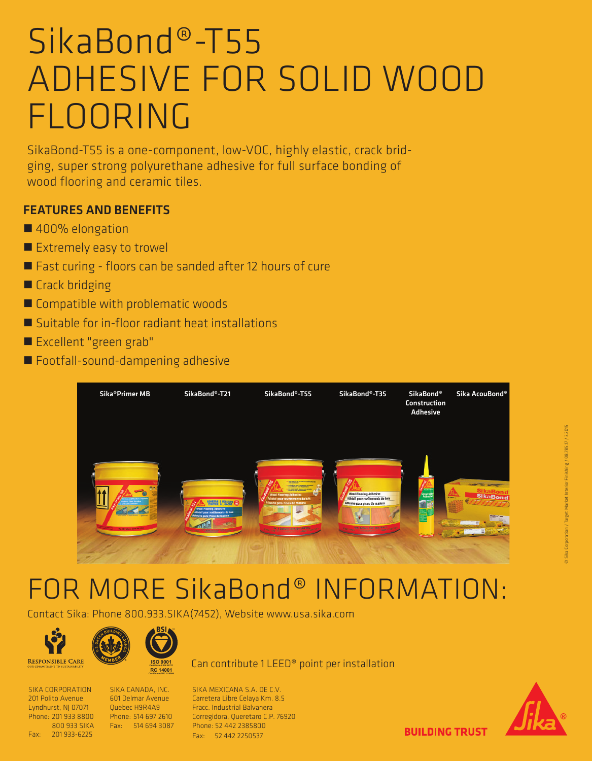# SikaBond®-T55 ADHESIVE FOR SOLID WOOD FLOORING

SikaBond-T55 is a one-component, low-VOC, highly elastic, crack bridging, super strong polyurethane adhesive for full surface bonding of wood flooring and ceramic tiles.

## FEATURES AND BENEFITS

- 400% elongation
- Extremely easy to trowel
- Fast curing - floors can be sanded after 12 hours of cure
- Crack bridging
- Compatible with problematic woods
- Suitable for in-floor radiant heat installations
- Excellent "green grab"
- Footfall-sound-dampening adhesive

Sika®Primer MB

SikaBond®-T21

SikaBond®-T55

SikaBond®-T35

SikaBond® Construction Adhesive

Sika AcouBond®

# FOR MORE SikaBond® INFORMATION:

Contact Sika: Phone 800.933.SIKA(7452), Website www.usa.sika.com

Can contribute 1 LEED® point per installation

SIKA CORPORATION
201 Polito Avenue
Lyndhurst, NJ 07071
Phone: 201 933 8800
800 933 SIKA
Fax: 201 933-6225

SIKA CANADA, INC.
601 Delmar Avenue
Quebec H9R4A9
Phone: 514 697 2610
Fax: 514 694 3087

SIKA MEXICANA S.A. DE C.V.
Carretera Libre Celaya Km. 8.5
Fracc. Industrial Balvanera
Corregidora, Queretaro C.P. 76920
Phone: 52 442 2385800
Fax: 52 442 2250537

BUILDING TRUST

© Sika Corporation / Target Market Interior Finishing / 08.78.17 / 3.2015